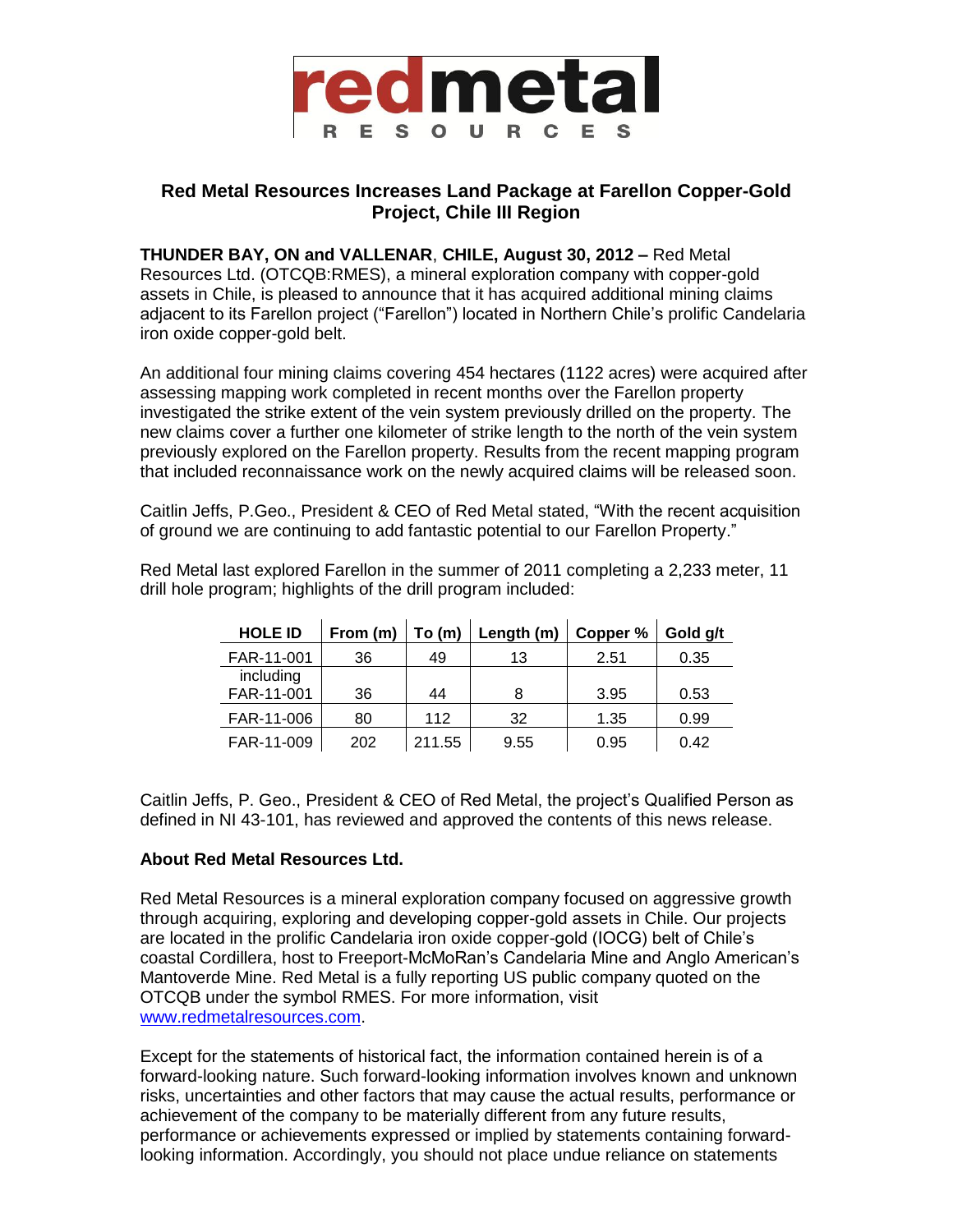**redmetal**
**RESOURCES**

## Red Metal Resources Increases Land Package at Farellon Copper-Gold Project, Chile III Region

**THUNDER BAY, ON and VALLENAR**, **CHILE, August 30, 2012 –** Red Metal Resources Ltd. (OTCQB:RMES), a mineral exploration company with copper-gold assets in Chile, is pleased to announce that it has acquired additional mining claims adjacent to its Farellon project ("Farellon") located in Northern Chile's prolific Candelaria iron oxide copper-gold belt.

An additional four mining claims covering 454 hectares (1122 acres) were acquired after assessing mapping work completed in recent months over the Farellon property investigated the strike extent of the vein system previously drilled on the property. The new claims cover a further one kilometer of strike length to the north of the vein system previously explored on the Farellon property. Results from the recent mapping program that included reconnaissance work on the newly acquired claims will be released soon.

Caitlin Jeffs, P.Geo., President & CEO of Red Metal stated, "With the recent acquisition of ground we are continuing to add fantastic potential to our Farellon Property."

Red Metal last explored Farellon in the summer of 2011 completing a 2,233 meter, 11 drill hole program; highlights of the drill program included:

| HOLE ID | From (m) | To (m) | Length (m) | Copper % | Gold g/t |
|---|---|---|---|---|---|
| FAR-11-001 | 36 | 49 | 13 | 2.51 | 0.35 |
| including FAR-11-001 | 36 | 44 | 8 | 3.95 | 0.53 |
| FAR-11-006 | 80 | 112 | 32 | 1.35 | 0.99 |
| FAR-11-009 | 202 | 211.55 | 9.55 | 0.95 | 0.42 |

Caitlin Jeffs, P. Geo., President & CEO of Red Metal, the project's Qualified Person as defined in NI 43-101, has reviewed and approved the contents of this news release.

### About Red Metal Resources Ltd.

Red Metal Resources is a mineral exploration company focused on aggressive growth through acquiring, exploring and developing copper-gold assets in Chile. Our projects are located in the prolific Candelaria iron oxide copper-gold (IOCG) belt of Chile's coastal Cordillera, host to Freeport-McMoRan's Candelaria Mine and Anglo American's Mantoverde Mine. Red Metal is a fully reporting US public company quoted on the OTCQB under the symbol RMES. For more information, visit www.redmetalresources.com.

Except for the statements of historical fact, the information contained herein is of a forward-looking nature. Such forward-looking information involves known and unknown risks, uncertainties and other factors that may cause the actual results, performance or achievement of the company to be materially different from any future results, performance or achievements expressed or implied by statements containing forward-looking information. Accordingly, you should not place undue reliance on statements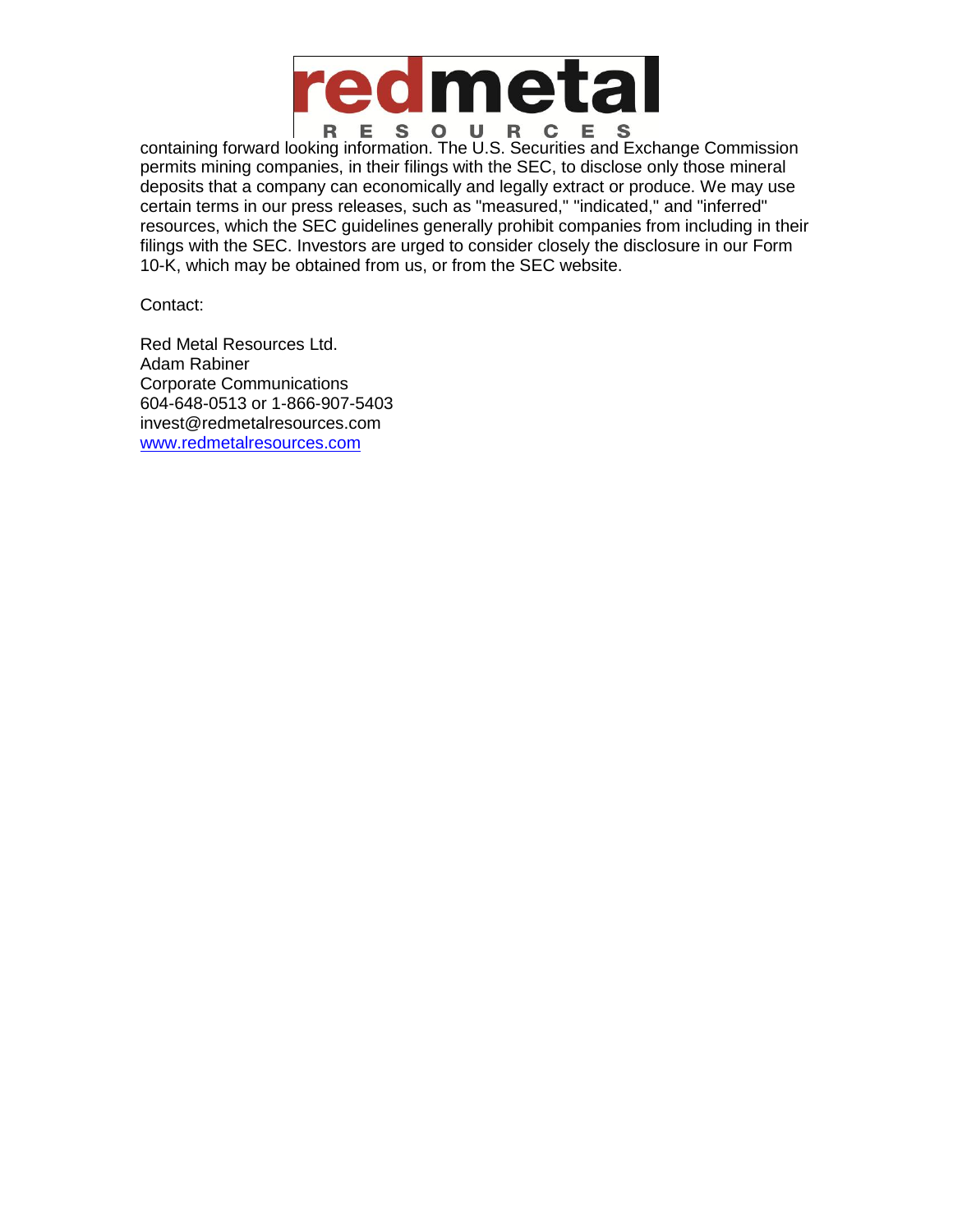containing forward looking information. The U.S. Securities and Exchange Commission permits mining companies, in their filings with the SEC, to disclose only those mineral deposits that a company can economically and legally extract or produce. We may use certain terms in our press releases, such as "measured," "indicated," and "inferred" resources, which the SEC guidelines generally prohibit companies from including in their filings with the SEC. Investors are urged to consider closely the disclosure in our Form 10-K, which may be obtained from us, or from the SEC website.

Contact:

Red Metal Resources Ltd.
Adam Rabiner
Corporate Communications
604-648-0513 or 1-866-907-5403
invest@redmetalresources.com
www.redmetalresources.com